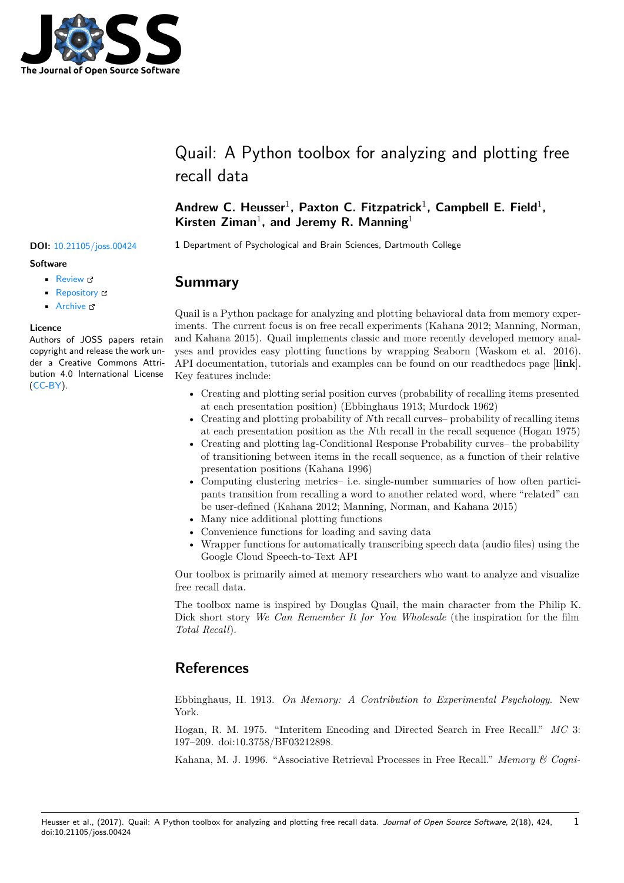# Quail: A Python toolbox for analyzing and plotting free recall data

**Andrew C. Heusser**[1], **Paxton C. Fitzpatrick**[1], **Campbell E. Field**[1], **Kirsten Ziman**[1], **and Jeremy R. Manning**[1]

**1** Department of Psychological and Brain Sciences, Dartmouth College

**DOI:** 10.21105/joss.00424

**Software**

- Review
- Repository
- Archive

**Licence**
Authors of JOSS papers retain copyright and release the work under a Creative Commons Attribution 4.0 International License (CC-BY).

## Summary

Quail is a Python package for analyzing and plotting behavioral data from memory experiments. The current focus is on free recall experiments (Kahana 2012; Manning, Norman, and Kahana 2015). Quail implements classic and more recently developed memory analyses and provides easy plotting functions by wrapping Seaborn (Waskom et al. 2016). API documentation, tutorials and examples can be found on our readthedocs page [**link**]. Key features include:

- Creating and plotting serial position curves (probability of recalling items presented at each presentation position) (Ebbinghaus 1913; Murdock 1962)
- Creating and plotting probability of $N$th recall curves– probability of recalling items at each presentation position as the $N$th recall in the recall sequence (Hogan 1975)
- Creating and plotting lag-Conditional Response Probability curves– the probability of transitioning between items in the recall sequence, as a function of their relative presentation positions (Kahana 1996)
- Computing clustering metrics– i.e. single-number summaries of how often participants transition from recalling a word to another related word, where "related" can be user-defined (Kahana 2012; Manning, Norman, and Kahana 2015)
- Many nice additional plotting functions
- Convenience functions for loading and saving data
- Wrapper functions for automatically transcribing speech data (audio files) using the Google Cloud Speech-to-Text API

Our toolbox is primarily aimed at memory researchers who want to analyze and visualize free recall data.

The toolbox name is inspired by Douglas Quail, the main character from the Philip K. Dick short story *We Can Remember It for You Wholesale* (the inspiration for the film *Total Recall*).

## References

Ebbinghaus, H. 1913. *On Memory: A Contribution to Experimental Psychology*. New York.

Hogan, R. M. 1975. "Interitem Encoding and Directed Search in Free Recall." *MC* 3: 197–209. doi:10.3758/BF03212898.

Kahana, M. J. 1996. "Associative Retrieval Processes in Free Recall." *Memory & Cogni-*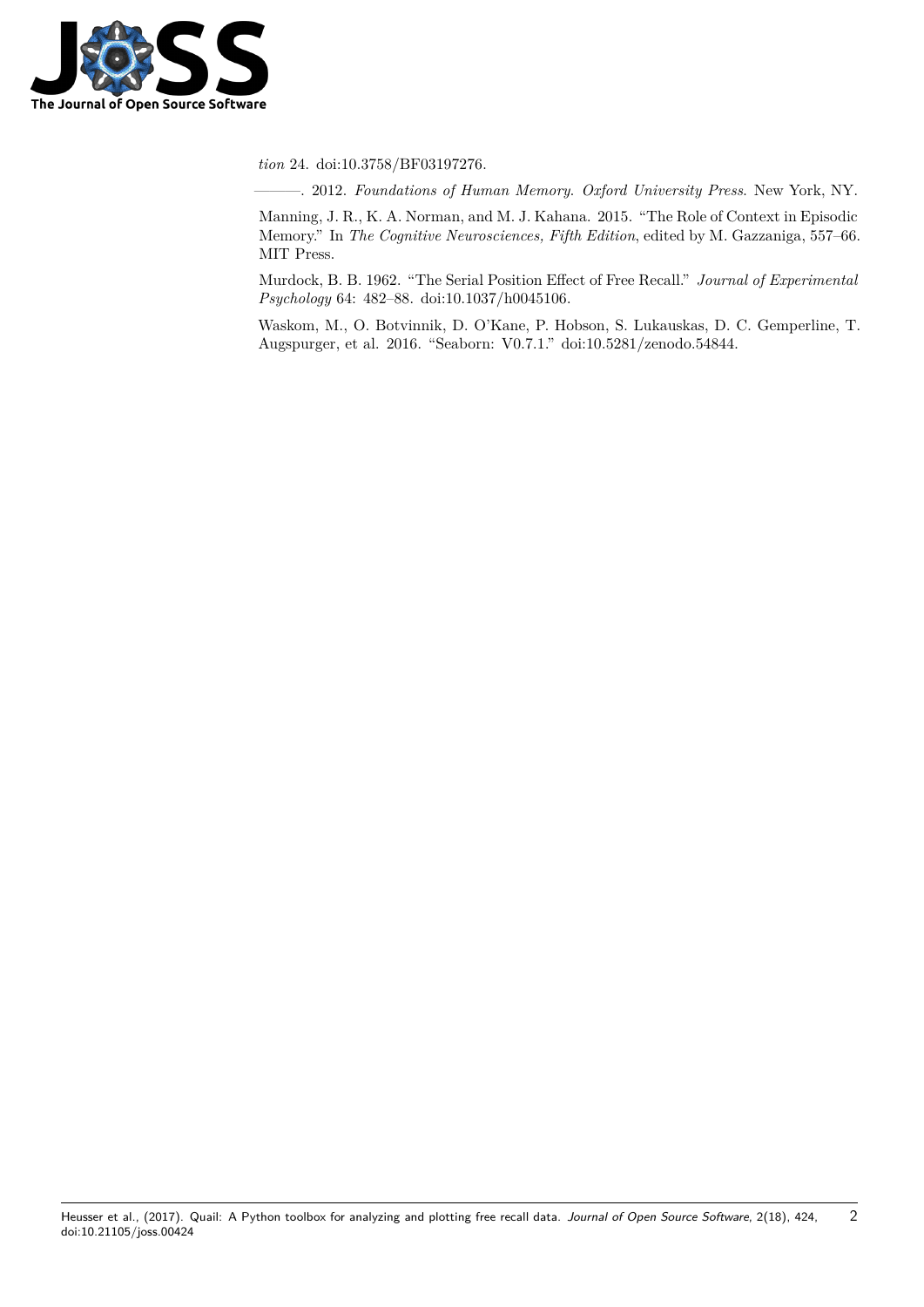*tion* 24. doi:10.3758/BF03197276.

———. 2012. *Foundations of Human Memory. Oxford University Press*. New York, NY.

Manning, J. R., K. A. Norman, and M. J. Kahana. 2015. "The Role of Context in Episodic Memory." In *The Cognitive Neurosciences, Fifth Edition*, edited by M. Gazzaniga, 557–66. MIT Press.

Murdock, B. B. 1962. "The Serial Position Effect of Free Recall." *Journal of Experimental Psychology* 64: 482–88. doi:10.1037/h0045106.

Waskom, M., O. Botvinnik, D. O'Kane, P. Hobson, S. Lukauskas, D. C. Gemperline, T. Augspurger, et al. 2016. "Seaborn: V0.7.1." doi:10.5281/zenodo.54844.